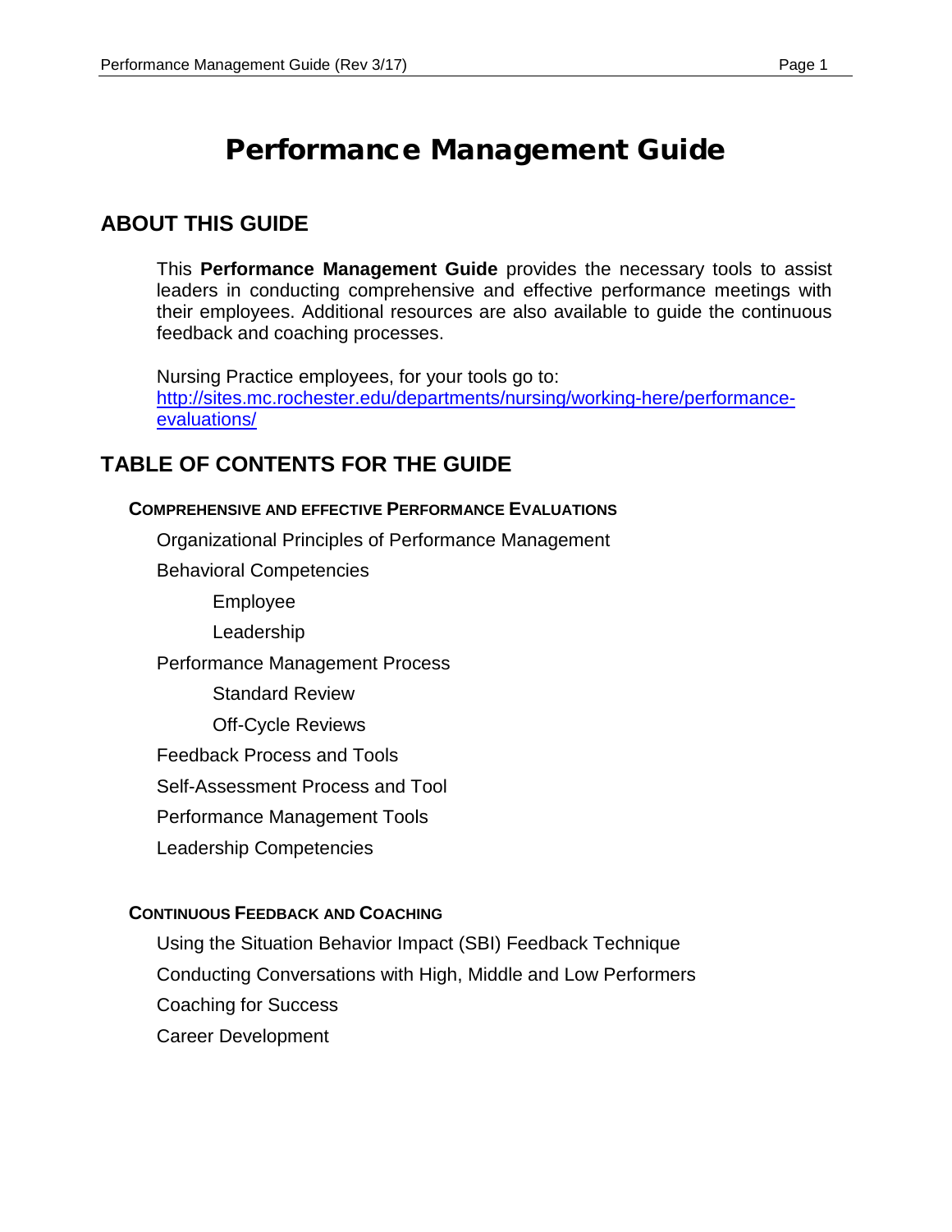# Performance Management Guide

## ABOUT THIS GUIDE

This **Performance Management Guide** provides the necessary tools to assist leaders in conducting comprehensive and effective performance meetings with their employees. Additional resources are also available to guide the continuous feedback and coaching processes.

Nursing Practice employees, for your tools go to: [http://sites.mc.rochester.edu/departments/nursing/working-here/performance-evaluations/](http://sites.mc.rochester.edu/departments/nursing/working-here/performance-evaluations/)

## TABLE OF CONTENTS FOR THE GUIDE

### COMPREHENSIVE AND EFFECTIVE PERFORMANCE EVALUATIONS

- Organizational Principles of Performance Management
- Behavioral Competencies
  - Employee
  - Leadership
- Performance Management Process
  - Standard Review
  - Off-Cycle Reviews
- Feedback Process and Tools
- Self-Assessment Process and Tool
- Performance Management Tools
- Leadership Competencies

### CONTINUOUS FEEDBACK AND COACHING

- Using the Situation Behavior Impact (SBI) Feedback Technique
- Conducting Conversations with High, Middle and Low Performers
- Coaching for Success
- Career Development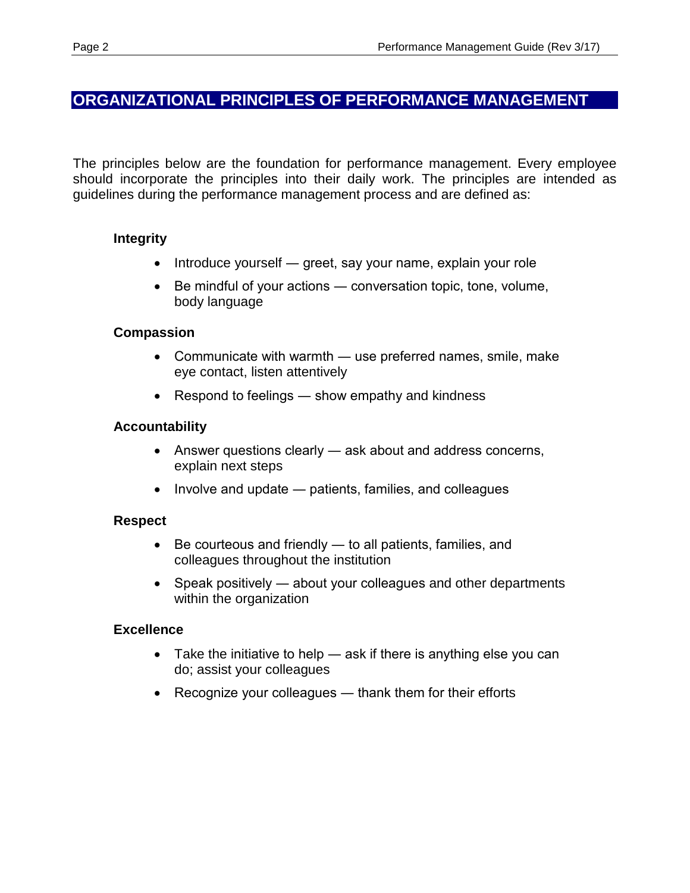## ORGANIZATIONAL PRINCIPLES OF PERFORMANCE MANAGEMENT

The principles below are the foundation for performance management. Every employee should incorporate the principles into their daily work. The principles are intended as guidelines during the performance management process and are defined as:

**Integrity**

- Introduce yourself — greet, say your name, explain your role
- Be mindful of your actions — conversation topic, tone, volume, body language

**Compassion**

- Communicate with warmth — use preferred names, smile, make eye contact, listen attentively
- Respond to feelings — show empathy and kindness

**Accountability**

- Answer questions clearly — ask about and address concerns, explain next steps
- Involve and update — patients, families, and colleagues

**Respect**

- Be courteous and friendly — to all patients, families, and colleagues throughout the institution
- Speak positively — about your colleagues and other departments within the organization

**Excellence**

- Take the initiative to help — ask if there is anything else you can do; assist your colleagues
- Recognize your colleagues — thank them for their efforts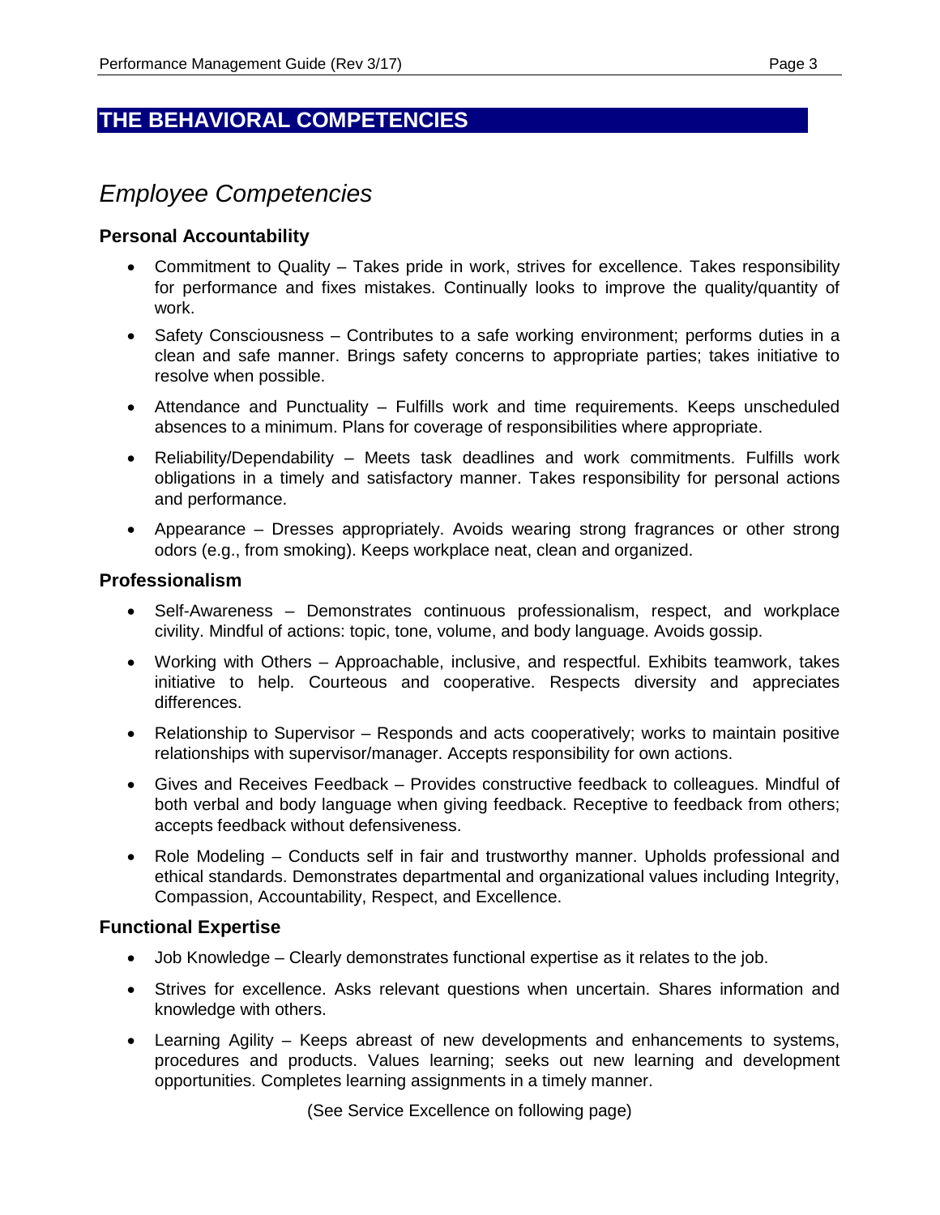## THE BEHAVIORAL COMPETENCIES

### *Employee Competencies*

#### Personal Accountability

- Commitment to Quality – Takes pride in work, strives for excellence. Takes responsibility for performance and fixes mistakes. Continually looks to improve the quality/quantity of work.
- Safety Consciousness – Contributes to a safe working environment; performs duties in a clean and safe manner. Brings safety concerns to appropriate parties; takes initiative to resolve when possible.
- Attendance and Punctuality – Fulfills work and time requirements. Keeps unscheduled absences to a minimum. Plans for coverage of responsibilities where appropriate.
- Reliability/Dependability – Meets task deadlines and work commitments. Fulfills work obligations in a timely and satisfactory manner. Takes responsibility for personal actions and performance.
- Appearance – Dresses appropriately. Avoids wearing strong fragrances or other strong odors (e.g., from smoking). Keeps workplace neat, clean and organized.

#### Professionalism

- Self-Awareness – Demonstrates continuous professionalism, respect, and workplace civility. Mindful of actions: topic, tone, volume, and body language. Avoids gossip.
- Working with Others – Approachable, inclusive, and respectful. Exhibits teamwork, takes initiative to help. Courteous and cooperative. Respects diversity and appreciates differences.
- Relationship to Supervisor – Responds and acts cooperatively; works to maintain positive relationships with supervisor/manager. Accepts responsibility for own actions.
- Gives and Receives Feedback – Provides constructive feedback to colleagues. Mindful of both verbal and body language when giving feedback. Receptive to feedback from others; accepts feedback without defensiveness.
- Role Modeling – Conducts self in fair and trustworthy manner. Upholds professional and ethical standards. Demonstrates departmental and organizational values including Integrity, Compassion, Accountability, Respect, and Excellence.

#### Functional Expertise

- Job Knowledge – Clearly demonstrates functional expertise as it relates to the job.
- Strives for excellence. Asks relevant questions when uncertain. Shares information and knowledge with others.
- Learning Agility – Keeps abreast of new developments and enhancements to systems, procedures and products. Values learning; seeks out new learning and development opportunities. Completes learning assignments in a timely manner.

(See Service Excellence on following page)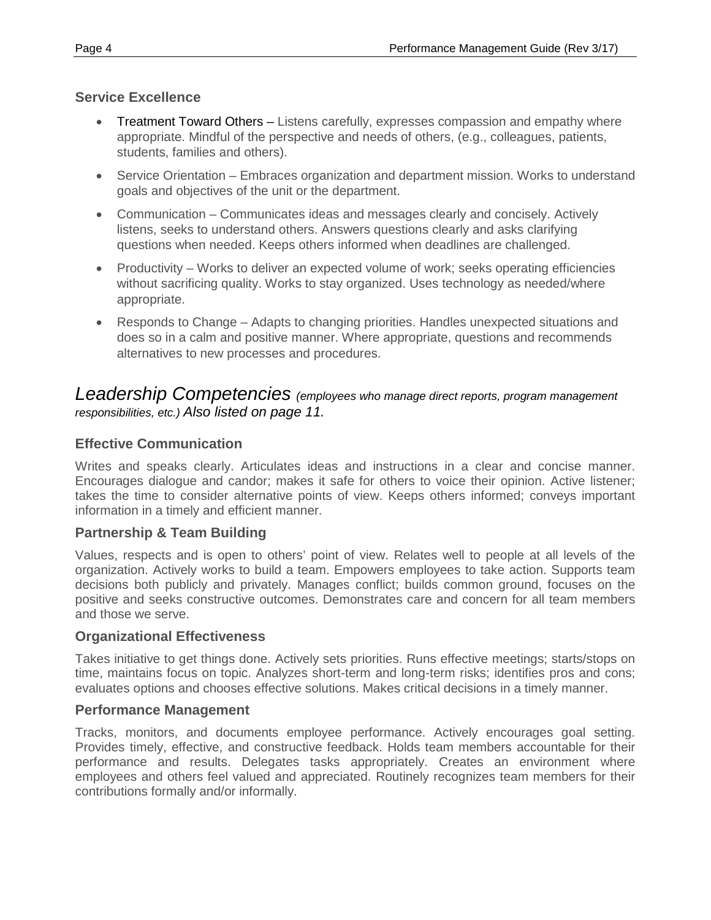### Service Excellence

- Treatment Toward Others – Listens carefully, expresses compassion and empathy where appropriate. Mindful of the perspective and needs of others, (e.g., colleagues, patients, students, families and others).
- Service Orientation – Embraces organization and department mission. Works to understand goals and objectives of the unit or the department.
- Communication – Communicates ideas and messages clearly and concisely. Actively listens, seeks to understand others. Answers questions clearly and asks clarifying questions when needed. Keeps others informed when deadlines are challenged.
- Productivity – Works to deliver an expected volume of work; seeks operating efficiencies without sacrificing quality. Works to stay organized. Uses technology as needed/where appropriate.
- Responds to Change – Adapts to changing priorities. Handles unexpected situations and does so in a calm and positive manner. Where appropriate, questions and recommends alternatives to new processes and procedures.

## *Leadership Competencies* *(employees who manage direct reports, program management responsibilities, etc.) Also listed on page 11.*

### Effective Communication

Writes and speaks clearly. Articulates ideas and instructions in a clear and concise manner. Encourages dialogue and candor; makes it safe for others to voice their opinion. Active listener; takes the time to consider alternative points of view. Keeps others informed; conveys important information in a timely and efficient manner.

### Partnership & Team Building

Values, respects and is open to others' point of view. Relates well to people at all levels of the organization. Actively works to build a team. Empowers employees to take action. Supports team decisions both publicly and privately. Manages conflict; builds common ground, focuses on the positive and seeks constructive outcomes. Demonstrates care and concern for all team members and those we serve.

### Organizational Effectiveness

Takes initiative to get things done. Actively sets priorities. Runs effective meetings; starts/stops on time, maintains focus on topic. Analyzes short-term and long-term risks; identifies pros and cons; evaluates options and chooses effective solutions. Makes critical decisions in a timely manner.

### Performance Management

Tracks, monitors, and documents employee performance. Actively encourages goal setting. Provides timely, effective, and constructive feedback. Holds team members accountable for their performance and results. Delegates tasks appropriately. Creates an environment where employees and others feel valued and appreciated. Routinely recognizes team members for their contributions formally and/or informally.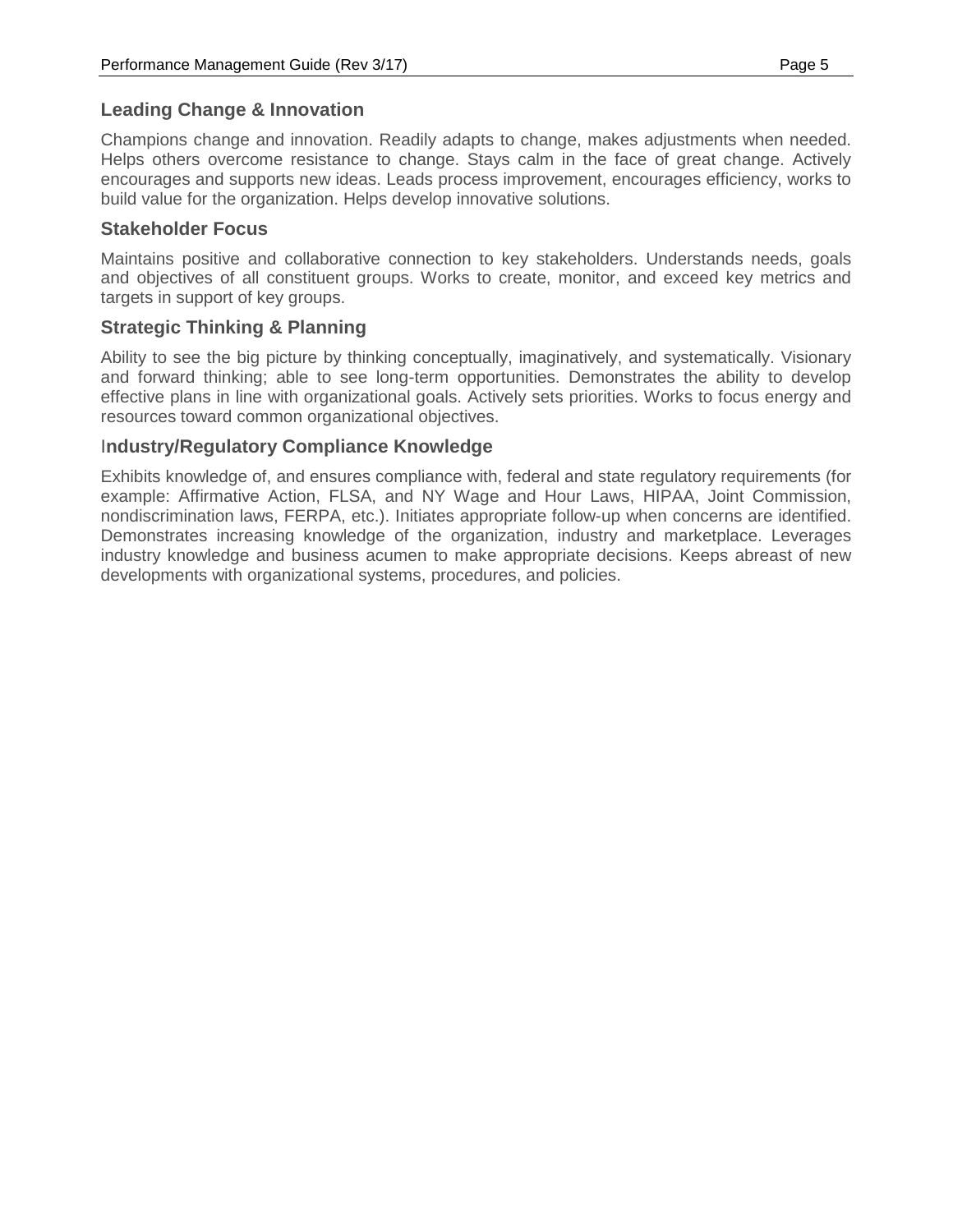## Leading Change & Innovation

Champions change and innovation. Readily adapts to change, makes adjustments when needed. Helps others overcome resistance to change. Stays calm in the face of great change. Actively encourages and supports new ideas. Leads process improvement, encourages efficiency, works to build value for the organization. Helps develop innovative solutions.

## Stakeholder Focus

Maintains positive and collaborative connection to key stakeholders. Understands needs, goals and objectives of all constituent groups. Works to create, monitor, and exceed key metrics and targets in support of key groups.

## Strategic Thinking & Planning

Ability to see the big picture by thinking conceptually, imaginatively, and systematically. Visionary and forward thinking; able to see long-term opportunities. Demonstrates the ability to develop effective plans in line with organizational goals. Actively sets priorities. Works to focus energy and resources toward common organizational objectives.

## Industry/Regulatory Compliance Knowledge

Exhibits knowledge of, and ensures compliance with, federal and state regulatory requirements (for example: Affirmative Action, FLSA, and NY Wage and Hour Laws, HIPAA, Joint Commission, nondiscrimination laws, FERPA, etc.). Initiates appropriate follow-up when concerns are identified. Demonstrates increasing knowledge of the organization, industry and marketplace. Leverages industry knowledge and business acumen to make appropriate decisions. Keeps abreast of new developments with organizational systems, procedures, and policies.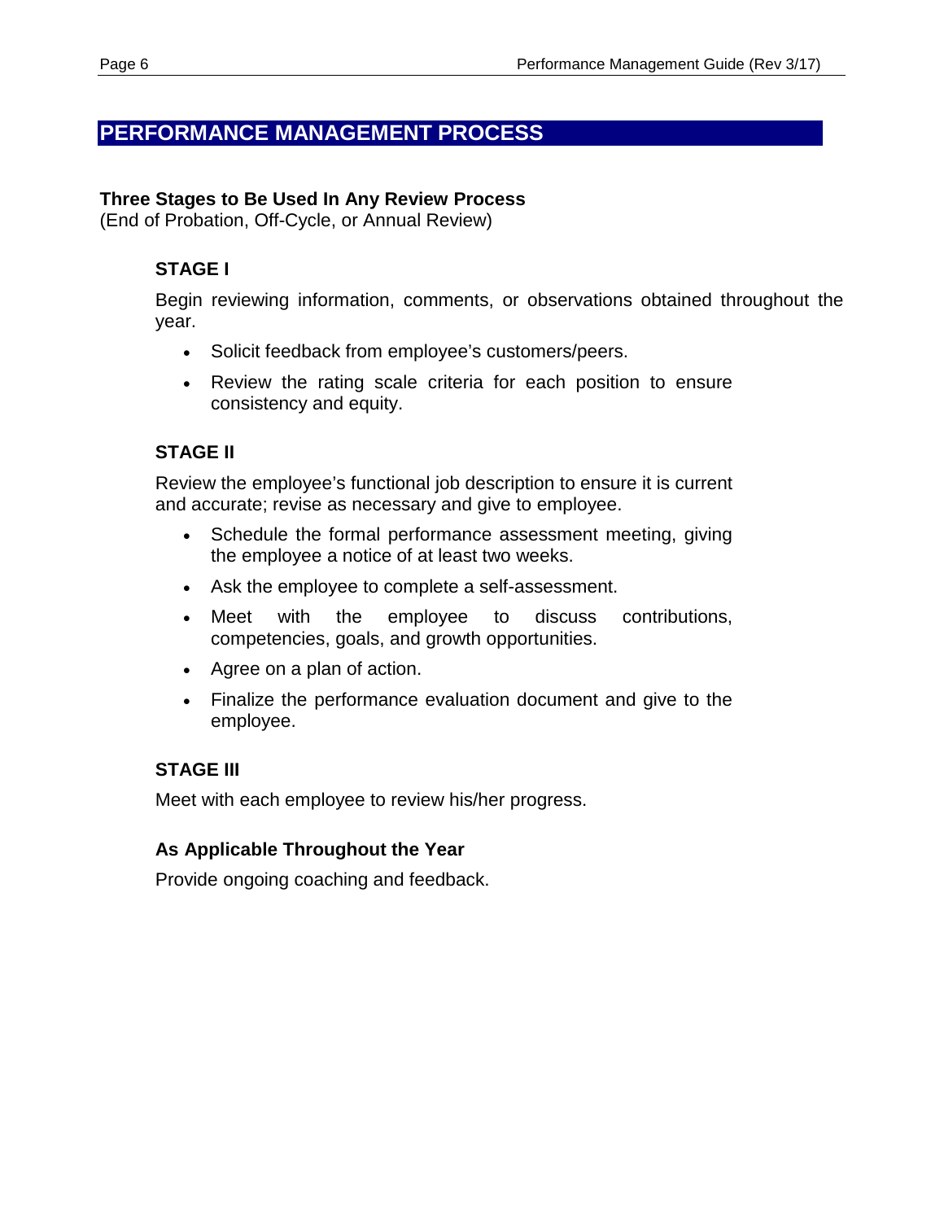# PERFORMANCE MANAGEMENT PROCESS

**Three Stages to Be Used In Any Review Process**
(End of Probation, Off-Cycle, or Annual Review)

### STAGE I

Begin reviewing information, comments, or observations obtained throughout the year.

- Solicit feedback from employee's customers/peers.
- Review the rating scale criteria for each position to ensure consistency and equity.

### STAGE II

Review the employee's functional job description to ensure it is current and accurate; revise as necessary and give to employee.

- Schedule the formal performance assessment meeting, giving the employee a notice of at least two weeks.
- Ask the employee to complete a self-assessment.
- Meet with the employee to discuss contributions, competencies, goals, and growth opportunities.
- Agree on a plan of action.
- Finalize the performance evaluation document and give to the employee.

### STAGE III

Meet with each employee to review his/her progress.

### As Applicable Throughout the Year

Provide ongoing coaching and feedback.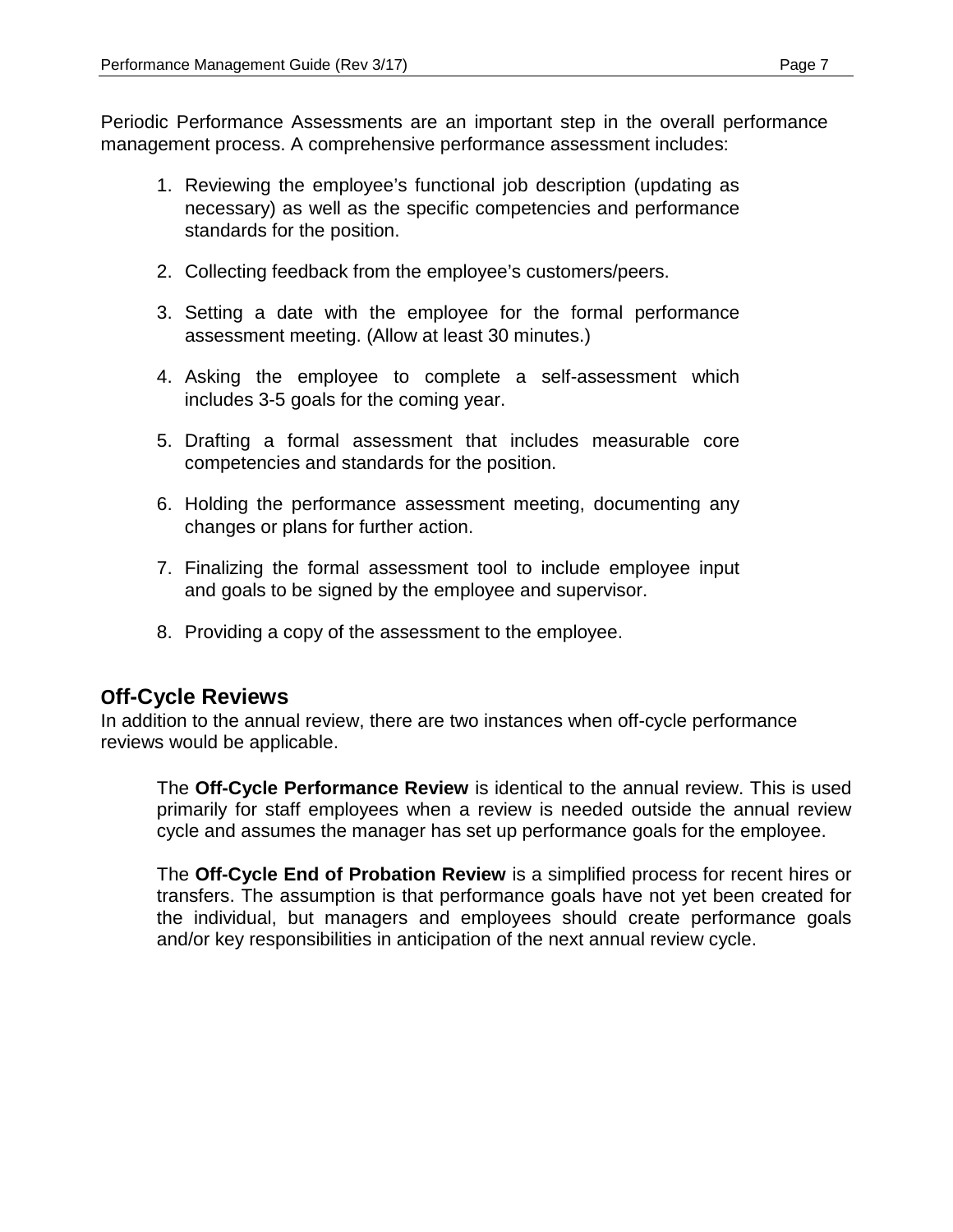Periodic Performance Assessments are an important step in the overall performance management process. A comprehensive performance assessment includes:

1. Reviewing the employee's functional job description (updating as necessary) as well as the specific competencies and performance standards for the position.
2. Collecting feedback from the employee's customers/peers.
3. Setting a date with the employee for the formal performance assessment meeting. (Allow at least 30 minutes.)
4. Asking the employee to complete a self-assessment which includes 3-5 goals for the coming year.
5. Drafting a formal assessment that includes measurable core competencies and standards for the position.
6. Holding the performance assessment meeting, documenting any changes or plans for further action.
7. Finalizing the formal assessment tool to include employee input and goals to be signed by the employee and supervisor.
8. Providing a copy of the assessment to the employee.

## Off-Cycle Reviews

In addition to the annual review, there are two instances when off-cycle performance reviews would be applicable.

The **Off-Cycle Performance Review** is identical to the annual review. This is used primarily for staff employees when a review is needed outside the annual review cycle and assumes the manager has set up performance goals for the employee.

The **Off-Cycle End of Probation Review** is a simplified process for recent hires or transfers. The assumption is that performance goals have not yet been created for the individual, but managers and employees should create performance goals and/or key responsibilities in anticipation of the next annual review cycle.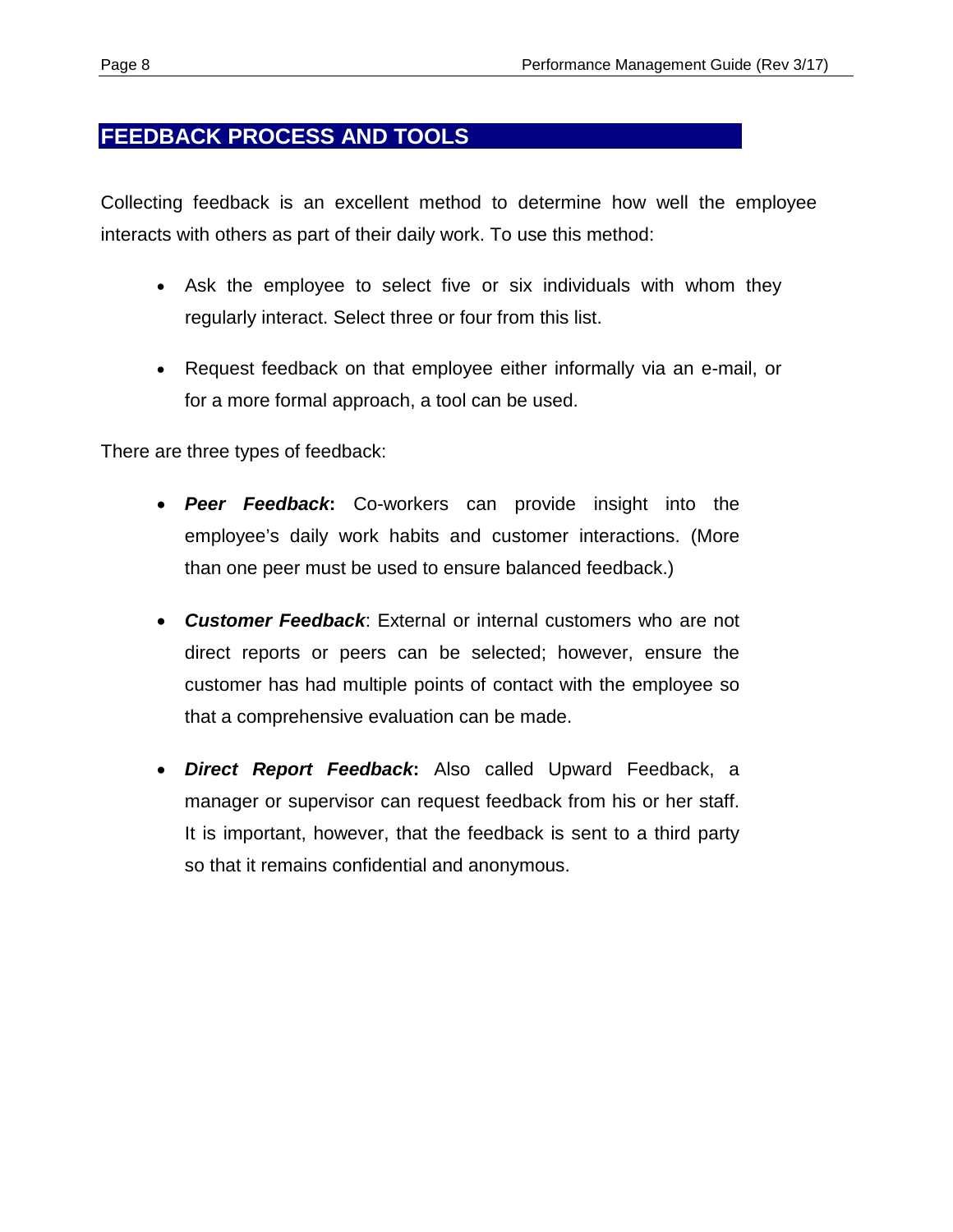## FEEDBACK PROCESS AND TOOLS

Collecting feedback is an excellent method to determine how well the employee interacts with others as part of their daily work. To use this method:

- Ask the employee to select five or six individuals with whom they regularly interact. Select three or four from this list.
- Request feedback on that employee either informally via an e-mail, or for a more formal approach, a tool can be used.

There are three types of feedback:

- ***Peer Feedback*:** Co-workers can provide insight into the employee's daily work habits and customer interactions. (More than one peer must be used to ensure balanced feedback.)
- ***Customer Feedback***: External or internal customers who are not direct reports or peers can be selected; however, ensure the customer has had multiple points of contact with the employee so that a comprehensive evaluation can be made.
- ***Direct Report Feedback*:** Also called Upward Feedback, a manager or supervisor can request feedback from his or her staff. It is important, however, that the feedback is sent to a third party so that it remains confidential and anonymous.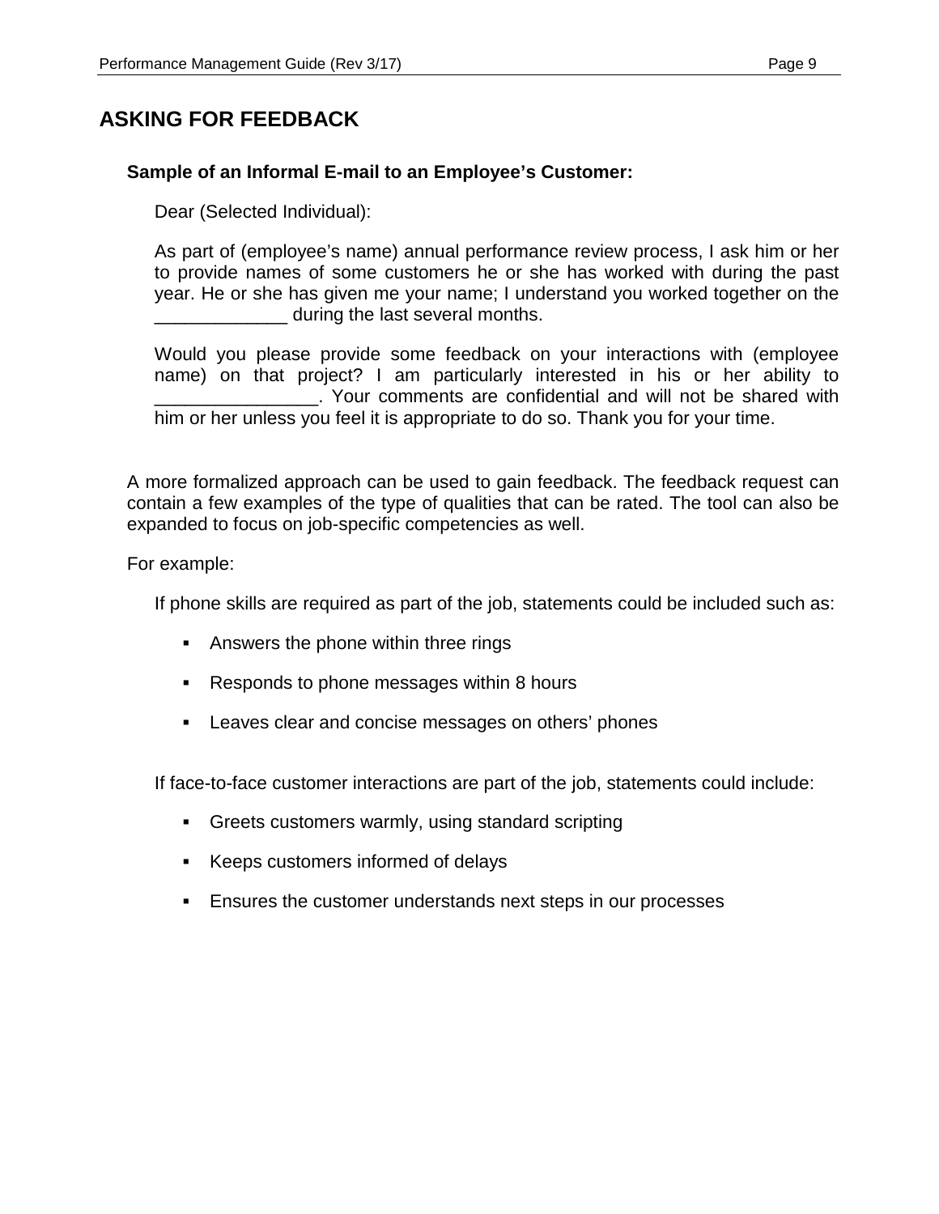## ASKING FOR FEEDBACK

**Sample of an Informal E-mail to an Employee's Customer:**

Dear (Selected Individual):

As part of (employee's name) annual performance review process, I ask him or her to provide names of some customers he or she has worked with during the past year. He or she has given me your name; I understand you worked together on the _____________ during the last several months.

Would you please provide some feedback on your interactions with (employee name) on that project? I am particularly interested in his or her ability to ________________. Your comments are confidential and will not be shared with him or her unless you feel it is appropriate to do so. Thank you for your time.

A more formalized approach can be used to gain feedback. The feedback request can contain a few examples of the type of qualities that can be rated. The tool can also be expanded to focus on job-specific competencies as well.

For example:

If phone skills are required as part of the job, statements could be included such as:

- Answers the phone within three rings
- Responds to phone messages within 8 hours
- Leaves clear and concise messages on others' phones

If face-to-face customer interactions are part of the job, statements could include:

- Greets customers warmly, using standard scripting
- Keeps customers informed of delays
- Ensures the customer understands next steps in our processes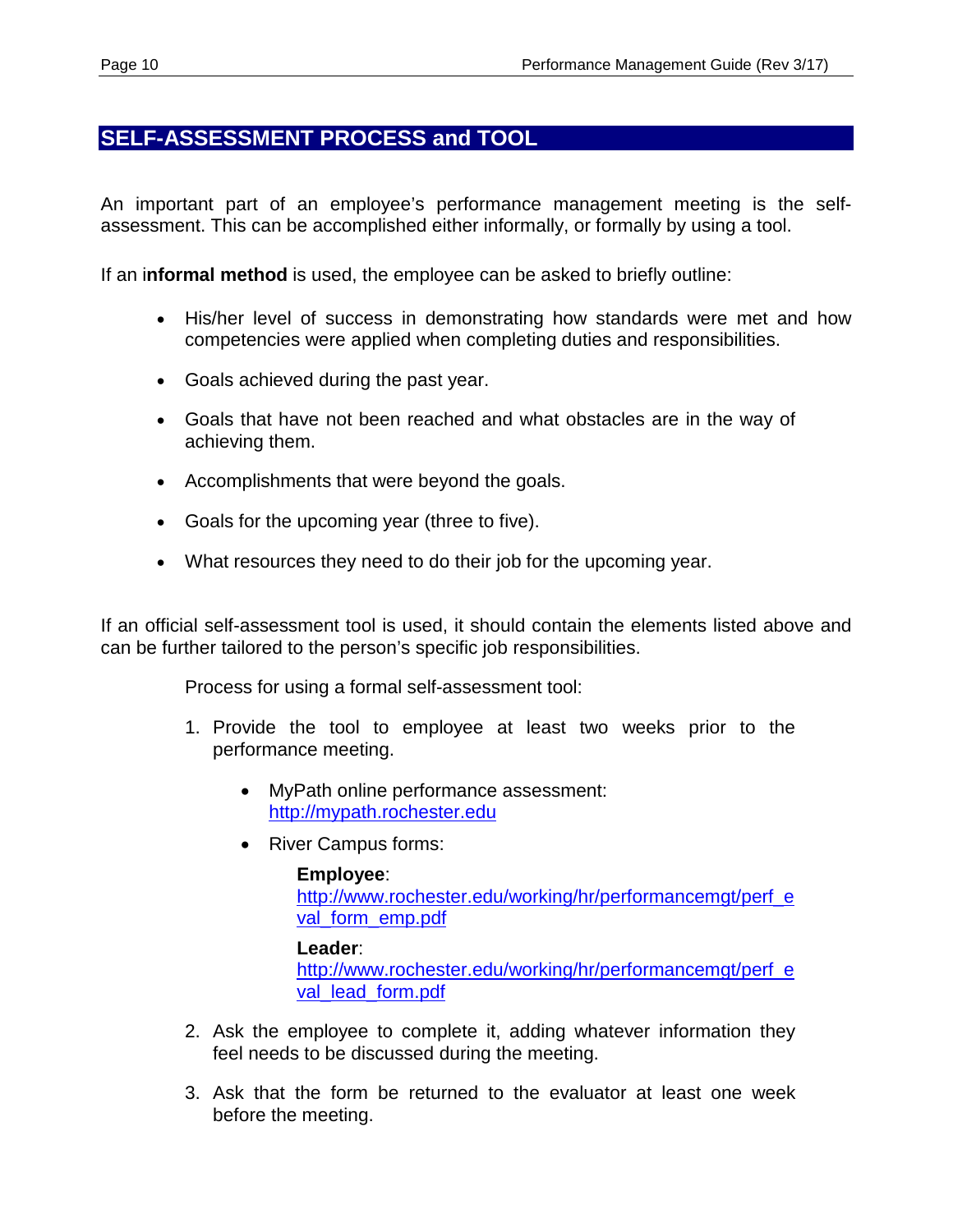## SELF-ASSESSMENT PROCESS and TOOL

An important part of an employee's performance management meeting is the self-assessment. This can be accomplished either informally, or formally by using a tool.

If an i**nformal method** is used, the employee can be asked to briefly outline:

- His/her level of success in demonstrating how standards were met and how competencies were applied when completing duties and responsibilities.
- Goals achieved during the past year.
- Goals that have not been reached and what obstacles are in the way of achieving them.
- Accomplishments that were beyond the goals.
- Goals for the upcoming year (three to five).
- What resources they need to do their job for the upcoming year.

If an official self-assessment tool is used, it should contain the elements listed above and can be further tailored to the person's specific job responsibilities.

Process for using a formal self-assessment tool:

1. Provide the tool to employee at least two weeks prior to the performance meeting.
    - MyPath online performance assessment: http://mypath.rochester.edu
    - River Campus forms:

      **Employee**: http://www.rochester.edu/working/hr/performancemgt/perf_eval_form_emp.pdf

      **Leader**: http://www.rochester.edu/working/hr/performancemgt/perf_eval_lead_form.pdf
2. Ask the employee to complete it, adding whatever information they feel needs to be discussed during the meeting.
3. Ask that the form be returned to the evaluator at least one week before the meeting.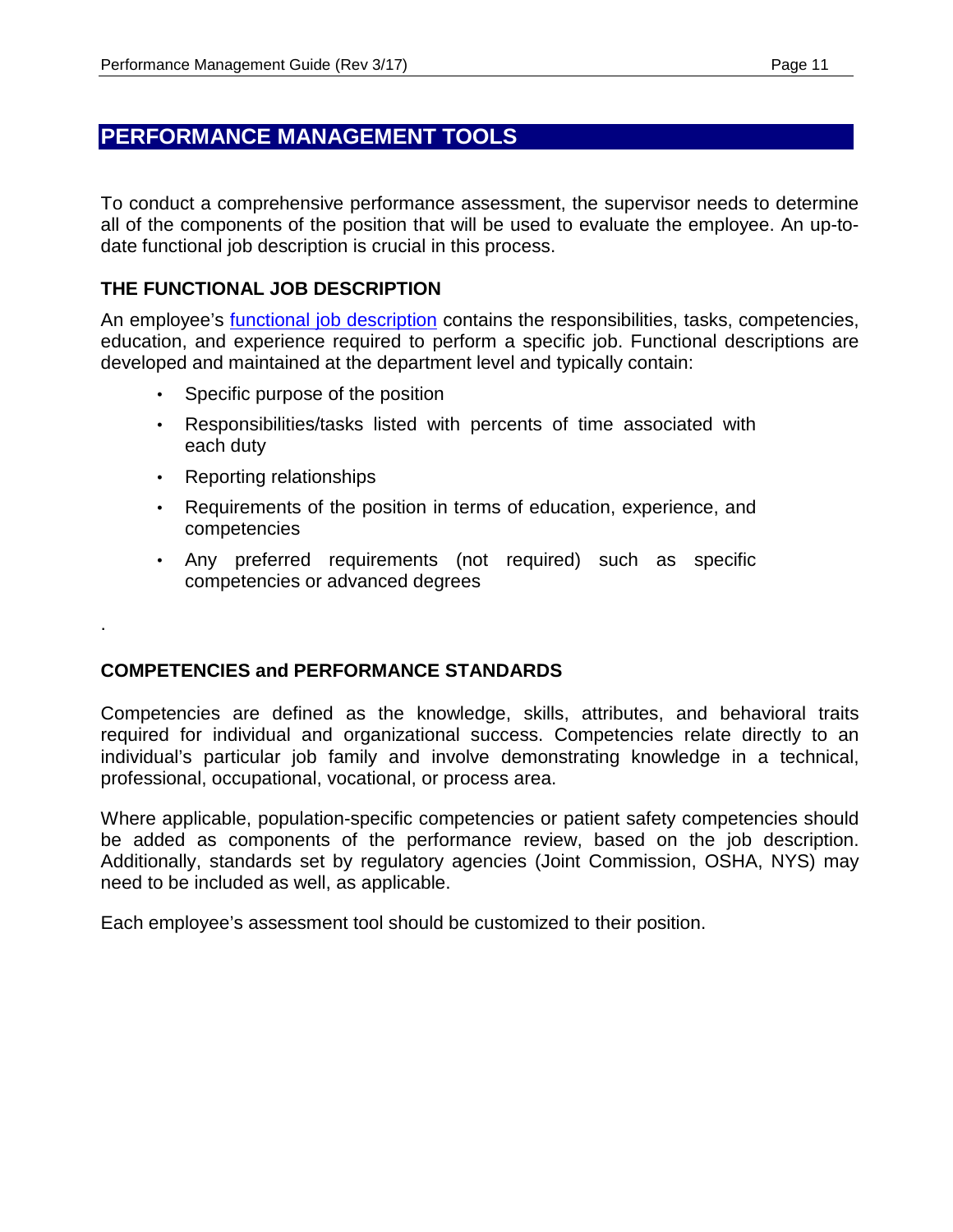# PERFORMANCE MANAGEMENT TOOLS

To conduct a comprehensive performance assessment, the supervisor needs to determine all of the components of the position that will be used to evaluate the employee. An up-to-date functional job description is crucial in this process.

## THE FUNCTIONAL JOB DESCRIPTION

An employee's functional job description contains the responsibilities, tasks, competencies, education, and experience required to perform a specific job. Functional descriptions are developed and maintained at the department level and typically contain:

- Specific purpose of the position
- Responsibilities/tasks listed with percents of time associated with each duty
- Reporting relationships
- Requirements of the position in terms of education, experience, and competencies
- Any preferred requirements (not required) such as specific competencies or advanced degrees

.

## COMPETENCIES and PERFORMANCE STANDARDS

Competencies are defined as the knowledge, skills, attributes, and behavioral traits required for individual and organizational success. Competencies relate directly to an individual's particular job family and involve demonstrating knowledge in a technical, professional, occupational, vocational, or process area.

Where applicable, population-specific competencies or patient safety competencies should be added as components of the performance review, based on the job description. Additionally, standards set by regulatory agencies (Joint Commission, OSHA, NYS) may need to be included as well, as applicable.

Each employee's assessment tool should be customized to their position.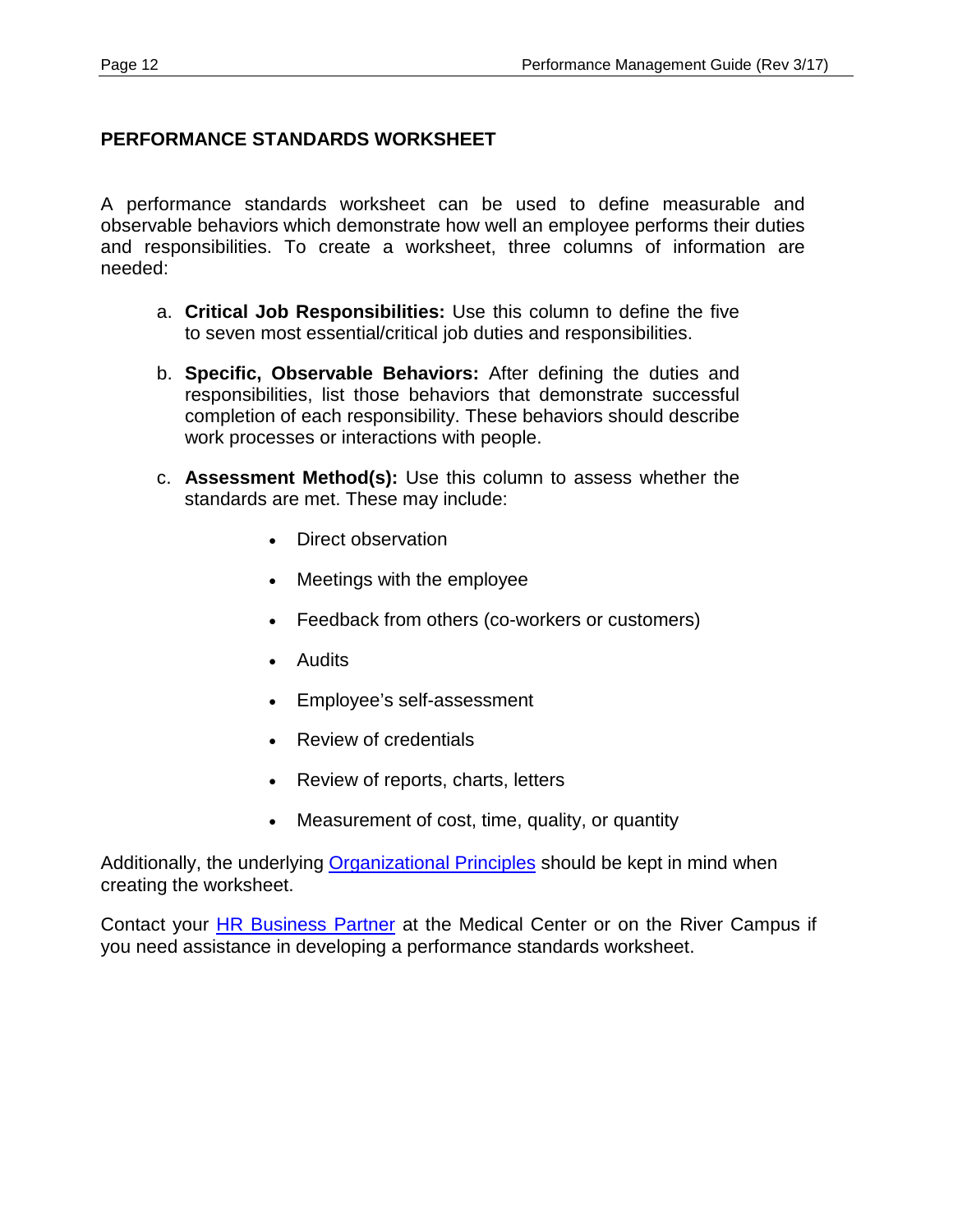## PERFORMANCE STANDARDS WORKSHEET

A performance standards worksheet can be used to define measurable and observable behaviors which demonstrate how well an employee performs their duties and responsibilities. To create a worksheet, three columns of information are needed:

a. **Critical Job Responsibilities:** Use this column to define the five to seven most essential/critical job duties and responsibilities.

b. **Specific, Observable Behaviors:** After defining the duties and responsibilities, list those behaviors that demonstrate successful completion of each responsibility. These behaviors should describe work processes or interactions with people.

c. **Assessment Method(s):** Use this column to assess whether the standards are met. These may include:

   - Direct observation
   - Meetings with the employee
   - Feedback from others (co-workers or customers)
   - Audits
   - Employee's self-assessment
   - Review of credentials
   - Review of reports, charts, letters
   - Measurement of cost, time, quality, or quantity

Additionally, the underlying Organizational Principles should be kept in mind when creating the worksheet.

Contact your HR Business Partner at the Medical Center or on the River Campus if you need assistance in developing a performance standards worksheet.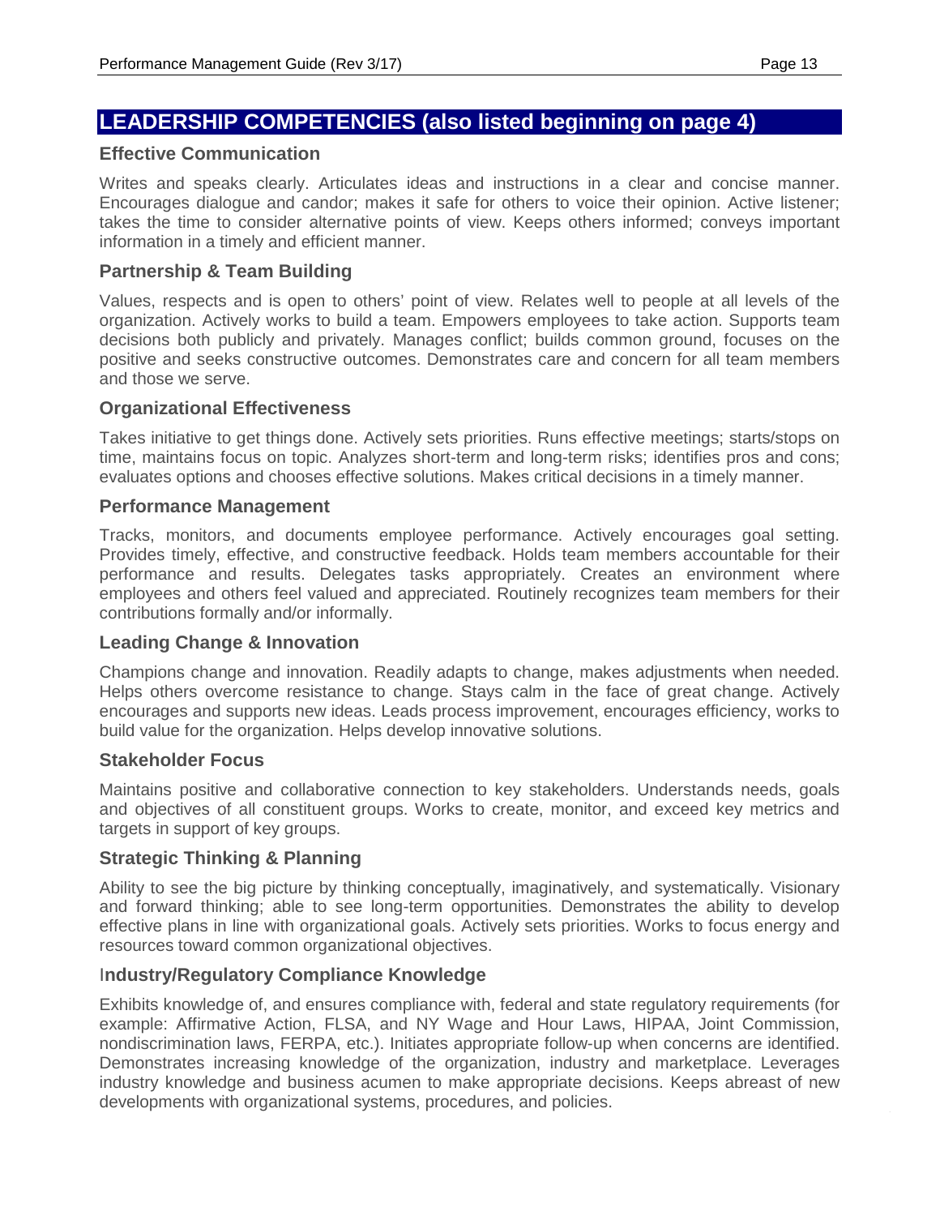## LEADERSHIP COMPETENCIES (also listed beginning on page 4)

### Effective Communication

Writes and speaks clearly. Articulates ideas and instructions in a clear and concise manner. Encourages dialogue and candor; makes it safe for others to voice their opinion. Active listener; takes the time to consider alternative points of view. Keeps others informed; conveys important information in a timely and efficient manner.

### Partnership & Team Building

Values, respects and is open to others' point of view. Relates well to people at all levels of the organization. Actively works to build a team. Empowers employees to take action. Supports team decisions both publicly and privately. Manages conflict; builds common ground, focuses on the positive and seeks constructive outcomes. Demonstrates care and concern for all team members and those we serve.

### Organizational Effectiveness

Takes initiative to get things done. Actively sets priorities. Runs effective meetings; starts/stops on time, maintains focus on topic. Analyzes short-term and long-term risks; identifies pros and cons; evaluates options and chooses effective solutions. Makes critical decisions in a timely manner.

### Performance Management

Tracks, monitors, and documents employee performance. Actively encourages goal setting. Provides timely, effective, and constructive feedback. Holds team members accountable for their performance and results. Delegates tasks appropriately. Creates an environment where employees and others feel valued and appreciated. Routinely recognizes team members for their contributions formally and/or informally.

### Leading Change & Innovation

Champions change and innovation. Readily adapts to change, makes adjustments when needed. Helps others overcome resistance to change. Stays calm in the face of great change. Actively encourages and supports new ideas. Leads process improvement, encourages efficiency, works to build value for the organization. Helps develop innovative solutions.

### Stakeholder Focus

Maintains positive and collaborative connection to key stakeholders. Understands needs, goals and objectives of all constituent groups. Works to create, monitor, and exceed key metrics and targets in support of key groups.

### Strategic Thinking & Planning

Ability to see the big picture by thinking conceptually, imaginatively, and systematically. Visionary and forward thinking; able to see long-term opportunities. Demonstrates the ability to develop effective plans in line with organizational goals. Actively sets priorities. Works to focus energy and resources toward common organizational objectives.

### Industry/Regulatory Compliance Knowledge

Exhibits knowledge of, and ensures compliance with, federal and state regulatory requirements (for example: Affirmative Action, FLSA, and NY Wage and Hour Laws, HIPAA, Joint Commission, nondiscrimination laws, FERPA, etc.). Initiates appropriate follow-up when concerns are identified. Demonstrates increasing knowledge of the organization, industry and marketplace. Leverages industry knowledge and business acumen to make appropriate decisions. Keeps abreast of new developments with organizational systems, procedures, and policies.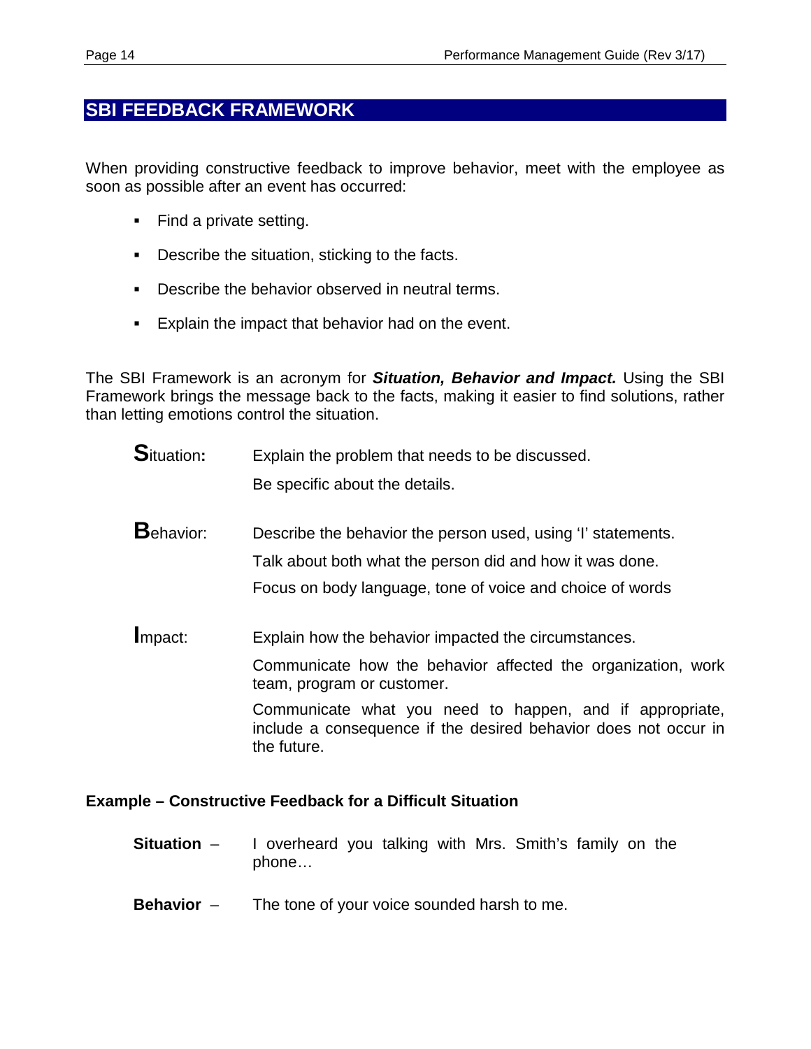## SBI FEEDBACK FRAMEWORK

When providing constructive feedback to improve behavior, meet with the employee as soon as possible after an event has occurred:

- Find a private setting.
- Describe the situation, sticking to the facts.
- Describe the behavior observed in neutral terms.
- Explain the impact that behavior had on the event.

The SBI Framework is an acronym for ***Situation, Behavior and Impact.*** Using the SBI Framework brings the message back to the facts, making it easier to find solutions, rather than letting emotions control the situation.

**S**ituation**:** Explain the problem that needs to be discussed.

Be specific about the details.

**B**ehavior: Describe the behavior the person used, using 'I' statements.

Talk about both what the person did and how it was done.

Focus on body language, tone of voice and choice of words

**I**mpact: Explain how the behavior impacted the circumstances.

Communicate how the behavior affected the organization, work team, program or customer.

Communicate what you need to happen, and if appropriate, include a consequence if the desired behavior does not occur in the future.

**Example – Constructive Feedback for a Difficult Situation**

**Situation** – I overheard you talking with Mrs. Smith's family on the phone…

**Behavior** – The tone of your voice sounded harsh to me.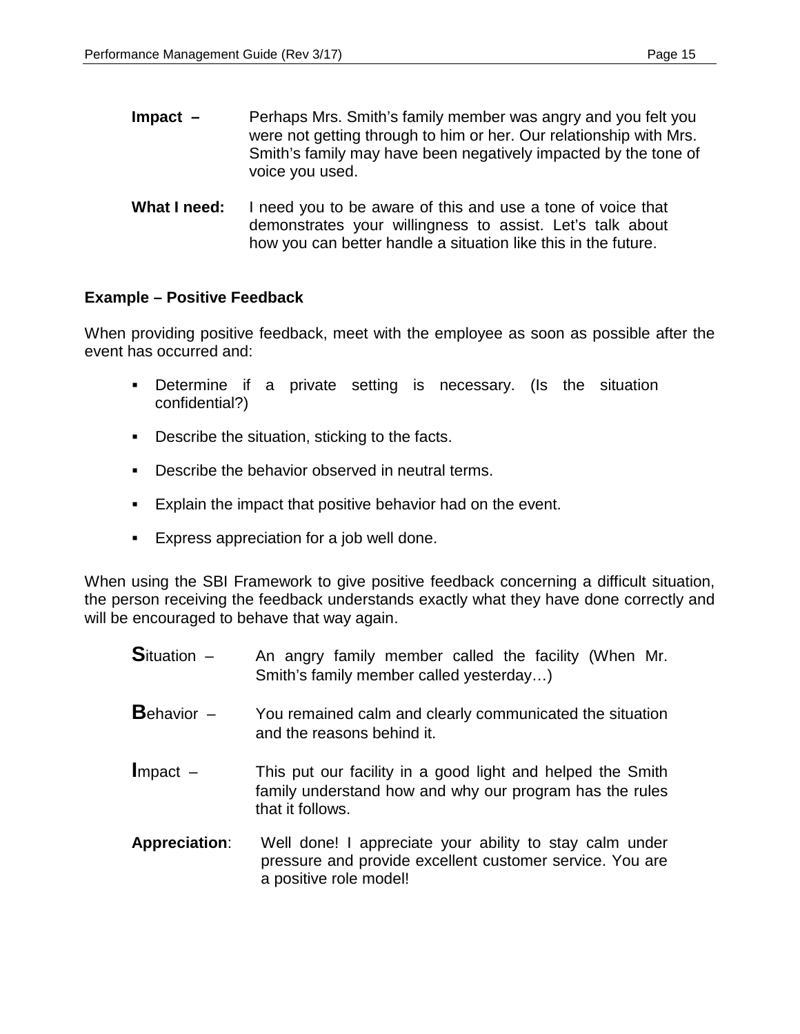**Impact –** Perhaps Mrs. Smith's family member was angry and you felt you were not getting through to him or her. Our relationship with Mrs. Smith's family may have been negatively impacted by the tone of voice you used.

**What I need:** I need you to be aware of this and use a tone of voice that demonstrates your willingness to assist. Let's talk about how you can better handle a situation like this in the future.

**Example – Positive Feedback**

When providing positive feedback, meet with the employee as soon as possible after the event has occurred and:

- Determine if a private setting is necessary. (Is the situation confidential?)
- Describe the situation, sticking to the facts.
- Describe the behavior observed in neutral terms.
- Explain the impact that positive behavior had on the event.
- Express appreciation for a job well done.

When using the SBI Framework to give positive feedback concerning a difficult situation, the person receiving the feedback understands exactly what they have done correctly and will be encouraged to behave that way again.

**S**ituation – An angry family member called the facility (When Mr. Smith's family member called yesterday…)

**B**ehavior – You remained calm and clearly communicated the situation and the reasons behind it.

**I**mpact – This put our facility in a good light and helped the Smith family understand how and why our program has the rules that it follows.

**Appreciation**: Well done! I appreciate your ability to stay calm under pressure and provide excellent customer service. You are a positive role model!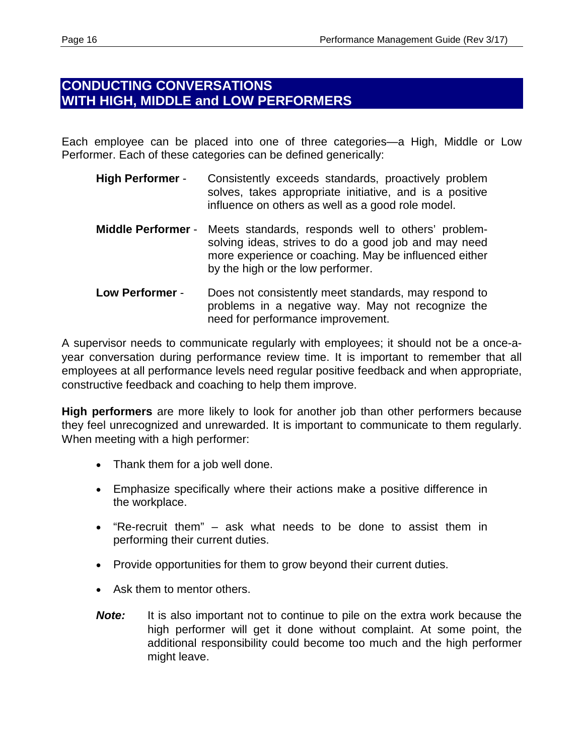## CONDUCTING CONVERSATIONS WITH HIGH, MIDDLE and LOW PERFORMERS

Each employee can be placed into one of three categories—a High, Middle or Low Performer. Each of these categories can be defined generically:

**High Performer** - Consistently exceeds standards, proactively problem solves, takes appropriate initiative, and is a positive influence on others as well as a good role model.

**Middle Performer** - Meets standards, responds well to others' problem-solving ideas, strives to do a good job and may need more experience or coaching. May be influenced either by the high or the low performer.

**Low Performer** - Does not consistently meet standards, may respond to problems in a negative way. May not recognize the need for performance improvement.

A supervisor needs to communicate regularly with employees; it should not be a once-a-year conversation during performance review time. It is important to remember that all employees at all performance levels need regular positive feedback and when appropriate, constructive feedback and coaching to help them improve.

**High performers** are more likely to look for another job than other performers because they feel unrecognized and unrewarded. It is important to communicate to them regularly. When meeting with a high performer:

- Thank them for a job well done.
- Emphasize specifically where their actions make a positive difference in the workplace.
- "Re-recruit them" – ask what needs to be done to assist them in performing their current duties.
- Provide opportunities for them to grow beyond their current duties.
- Ask them to mentor others.

***Note:*** It is also important not to continue to pile on the extra work because the high performer will get it done without complaint. At some point, the additional responsibility could become too much and the high performer might leave.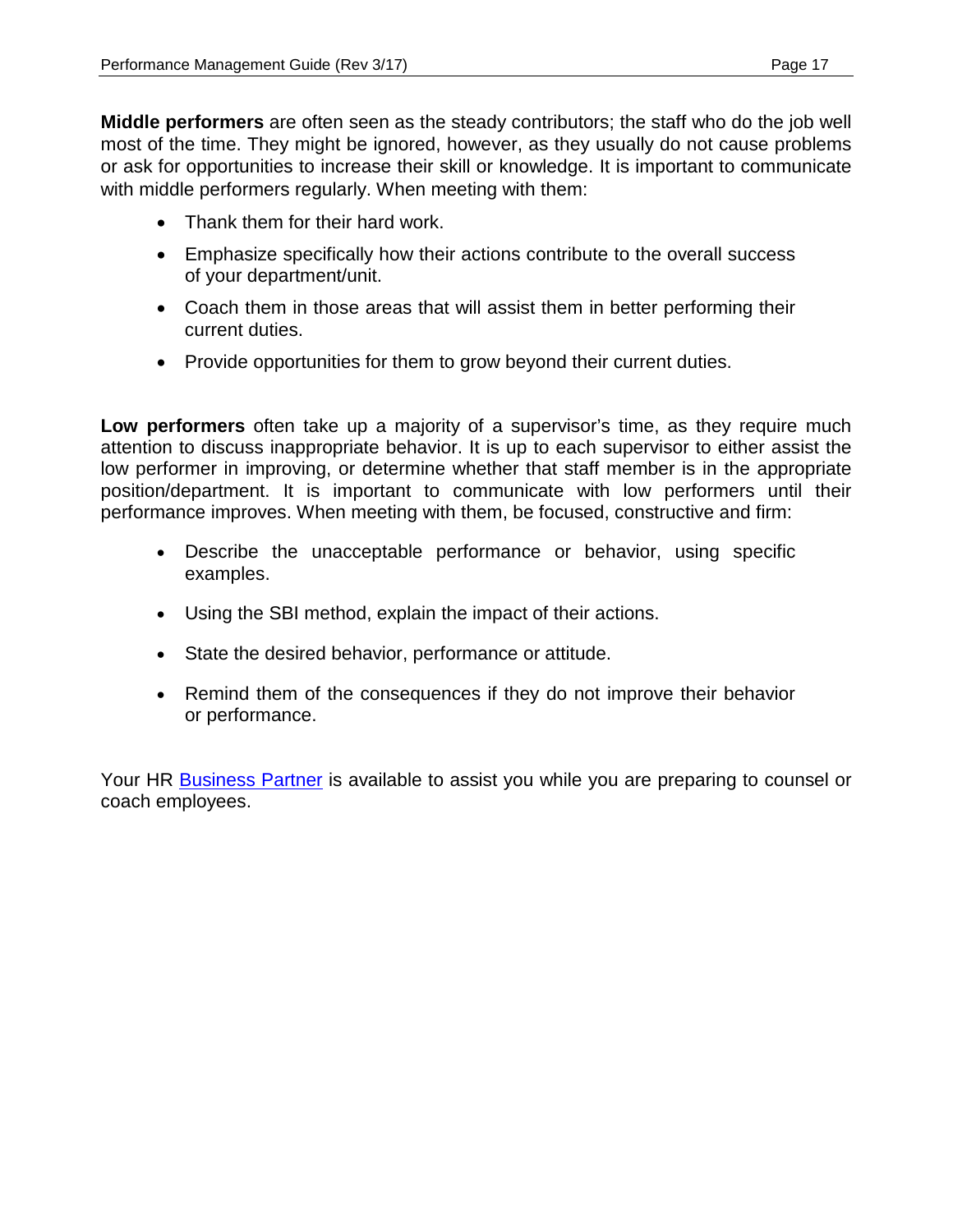**Middle performers** are often seen as the steady contributors; the staff who do the job well most of the time. They might be ignored, however, as they usually do not cause problems or ask for opportunities to increase their skill or knowledge. It is important to communicate with middle performers regularly. When meeting with them:

- Thank them for their hard work.
- Emphasize specifically how their actions contribute to the overall success of your department/unit.
- Coach them in those areas that will assist them in better performing their current duties.
- Provide opportunities for them to grow beyond their current duties.

**Low performers** often take up a majority of a supervisor's time, as they require much attention to discuss inappropriate behavior. It is up to each supervisor to either assist the low performer in improving, or determine whether that staff member is in the appropriate position/department. It is important to communicate with low performers until their performance improves. When meeting with them, be focused, constructive and firm:

- Describe the unacceptable performance or behavior, using specific examples.
- Using the SBI method, explain the impact of their actions.
- State the desired behavior, performance or attitude.
- Remind them of the consequences if they do not improve their behavior or performance.

Your HR Business Partner is available to assist you while you are preparing to counsel or coach employees.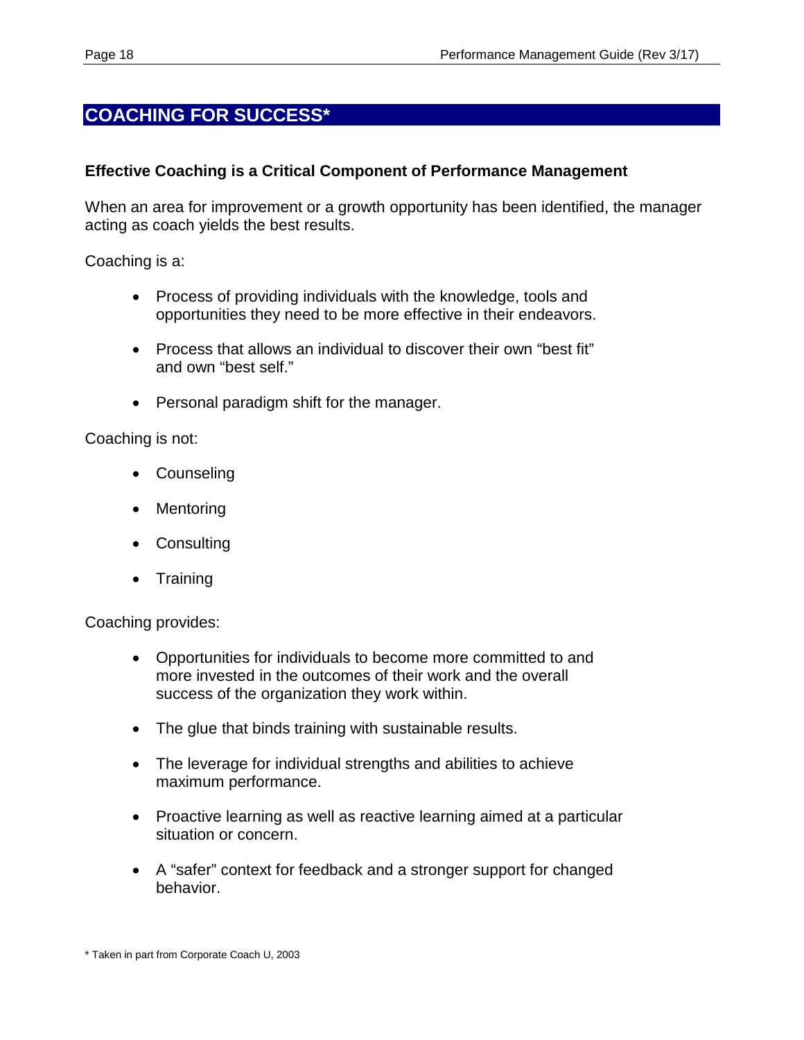## COACHING FOR SUCCESS*

### Effective Coaching is a Critical Component of Performance Management

When an area for improvement or a growth opportunity has been identified, the manager acting as coach yields the best results.

Coaching is a:

- Process of providing individuals with the knowledge, tools and opportunities they need to be more effective in their endeavors.
- Process that allows an individual to discover their own "best fit" and own "best self."
- Personal paradigm shift for the manager.

Coaching is not:

- Counseling
- Mentoring
- Consulting
- Training

Coaching provides:

- Opportunities for individuals to become more committed to and more invested in the outcomes of their work and the overall success of the organization they work within.
- The glue that binds training with sustainable results.
- The leverage for individual strengths and abilities to achieve maximum performance.
- Proactive learning as well as reactive learning aimed at a particular situation or concern.
- A "safer" context for feedback and a stronger support for changed behavior.

\* Taken in part from Corporate Coach U, 2003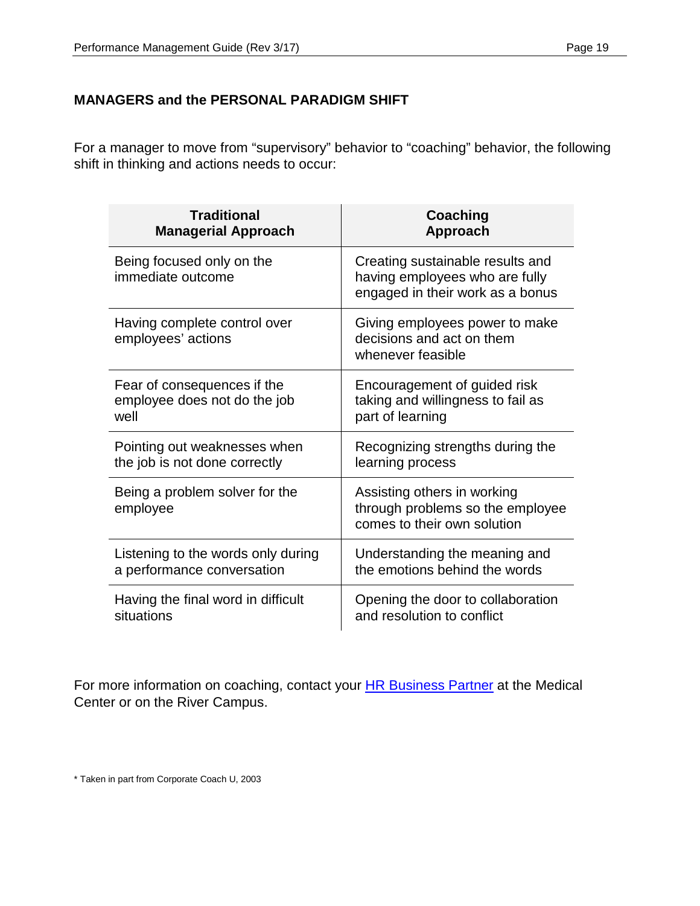## MANAGERS and the PERSONAL PARADIGM SHIFT

For a manager to move from "supervisory" behavior to "coaching" behavior, the following shift in thinking and actions needs to occur:

| Traditional Managerial Approach | Coaching Approach |
|---|---|
| Being focused only on the immediate outcome | Creating sustainable results and having employees who are fully engaged in their work as a bonus |
| Having complete control over employees' actions | Giving employees power to make decisions and act on them whenever feasible |
| Fear of consequences if the employee does not do the job well | Encouragement of guided risk taking and willingness to fail as part of learning |
| Pointing out weaknesses when the job is not done correctly | Recognizing strengths during the learning process |
| Being a problem solver for the employee | Assisting others in working through problems so the employee comes to their own solution |
| Listening to the words only during a performance conversation | Understanding the meaning and the emotions behind the words |
| Having the final word in difficult situations | Opening the door to collaboration and resolution to conflict |

For more information on coaching, contact your HR Business Partner at the Medical Center or on the River Campus.

* Taken in part from Corporate Coach U, 2003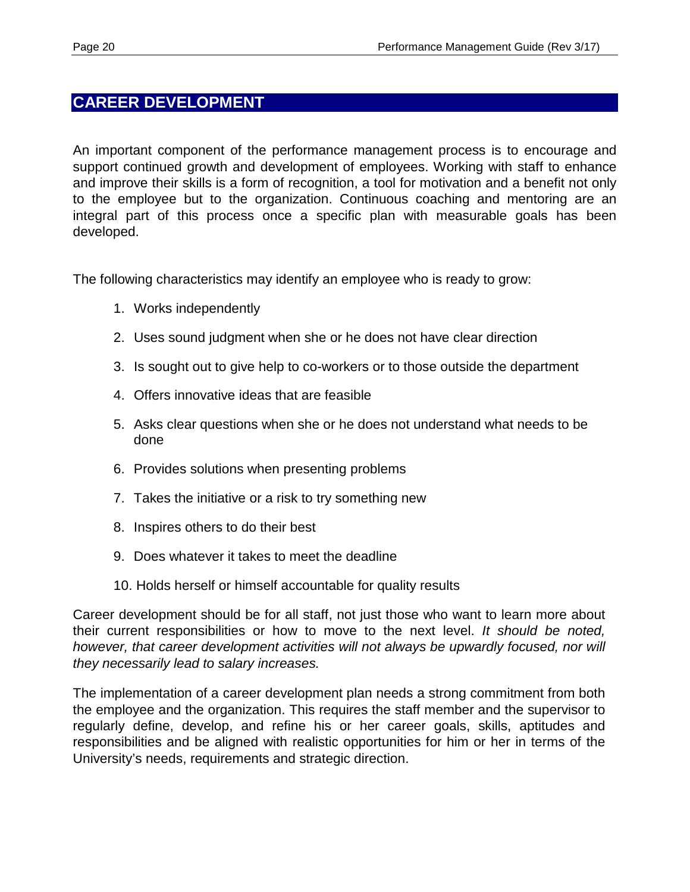## CAREER DEVELOPMENT

An important component of the performance management process is to encourage and support continued growth and development of employees. Working with staff to enhance and improve their skills is a form of recognition, a tool for motivation and a benefit not only to the employee but to the organization. Continuous coaching and mentoring are an integral part of this process once a specific plan with measurable goals has been developed.

The following characteristics may identify an employee who is ready to grow:

1. Works independently
2. Uses sound judgment when she or he does not have clear direction
3. Is sought out to give help to co-workers or to those outside the department
4. Offers innovative ideas that are feasible
5. Asks clear questions when she or he does not understand what needs to be done
6. Provides solutions when presenting problems
7. Takes the initiative or a risk to try something new
8. Inspires others to do their best
9. Does whatever it takes to meet the deadline
10. Holds herself or himself accountable for quality results

Career development should be for all staff, not just those who want to learn more about their current responsibilities or how to move to the next level. *It should be noted, however, that career development activities will not always be upwardly focused, nor will they necessarily lead to salary increases.*

The implementation of a career development plan needs a strong commitment from both the employee and the organization. This requires the staff member and the supervisor to regularly define, develop, and refine his or her career goals, skills, aptitudes and responsibilities and be aligned with realistic opportunities for him or her in terms of the University's needs, requirements and strategic direction.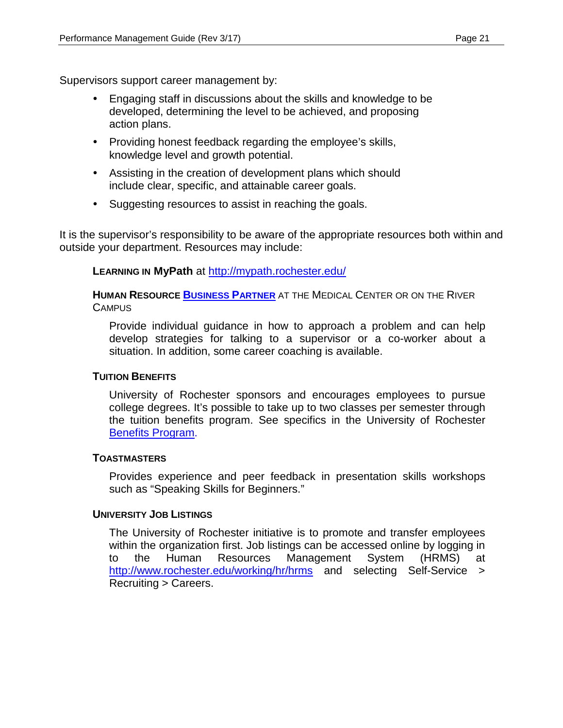Supervisors support career management by:

- Engaging staff in discussions about the skills and knowledge to be developed, determining the level to be achieved, and proposing action plans.
- Providing honest feedback regarding the employee's skills, knowledge level and growth potential.
- Assisting in the creation of development plans which should include clear, specific, and attainable career goals.
- Suggesting resources to assist in reaching the goals.

It is the supervisor's responsibility to be aware of the appropriate resources both within and outside your department. Resources may include:

**LEARNING IN MyPath** at http://mypath.rochester.edu/

**HUMAN RESOURCE BUSINESS PARTNER** AT THE MEDICAL CENTER OR ON THE RIVER CAMPUS

Provide individual guidance in how to approach a problem and can help develop strategies for talking to a supervisor or a co-worker about a situation. In addition, some career coaching is available.

**TUITION BENEFITS**

University of Rochester sponsors and encourages employees to pursue college degrees. It's possible to take up to two classes per semester through the tuition benefits program. See specifics in the University of Rochester Benefits Program.

**TOASTMASTERS**

Provides experience and peer feedback in presentation skills workshops such as "Speaking Skills for Beginners."

**UNIVERSITY JOB LISTINGS**

The University of Rochester initiative is to promote and transfer employees within the organization first. Job listings can be accessed online by logging in to the Human Resources Management System (HRMS) at http://www.rochester.edu/working/hr/hrms and selecting Self-Service > Recruiting > Careers.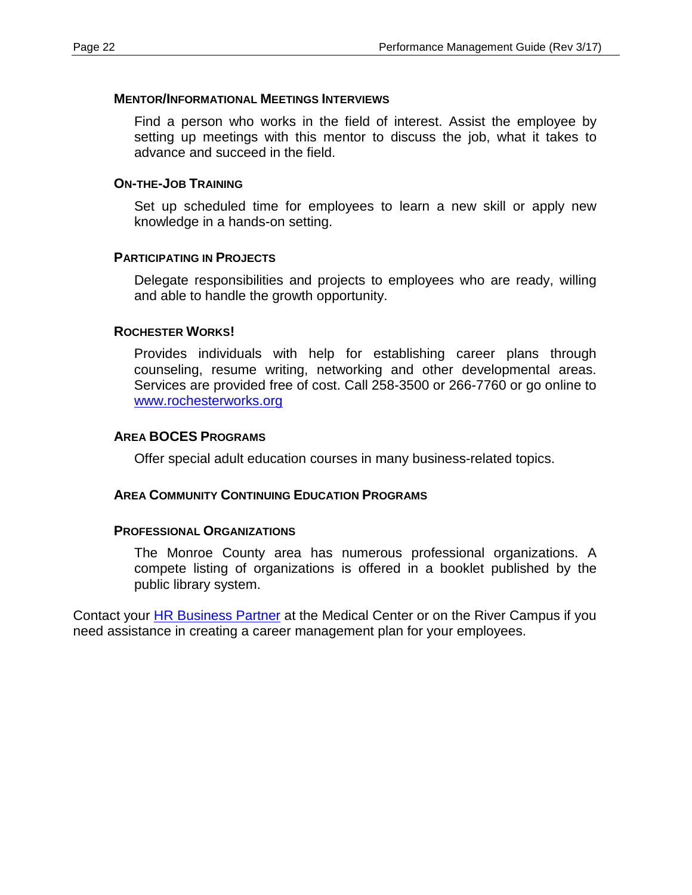### Mentor/Informational Meetings Interviews

Find a person who works in the field of interest. Assist the employee by setting up meetings with this mentor to discuss the job, what it takes to advance and succeed in the field.

### On-the-Job Training

Set up scheduled time for employees to learn a new skill or apply new knowledge in a hands-on setting.

### Participating in Projects

Delegate responsibilities and projects to employees who are ready, willing and able to handle the growth opportunity.

### Rochester Works!

Provides individuals with help for establishing career plans through counseling, resume writing, networking and other developmental areas. Services are provided free of cost. Call 258-3500 or 266-7760 or go online to [www.rochesterworks.org](http://www.rochesterworks.org)

### Area BOCES Programs

Offer special adult education courses in many business-related topics.

### Area Community Continuing Education Programs

### Professional Organizations

The Monroe County area has numerous professional organizations. A compete listing of organizations is offered in a booklet published by the public library system.

Contact your HR Business Partner at the Medical Center or on the River Campus if you need assistance in creating a career management plan for your employees.